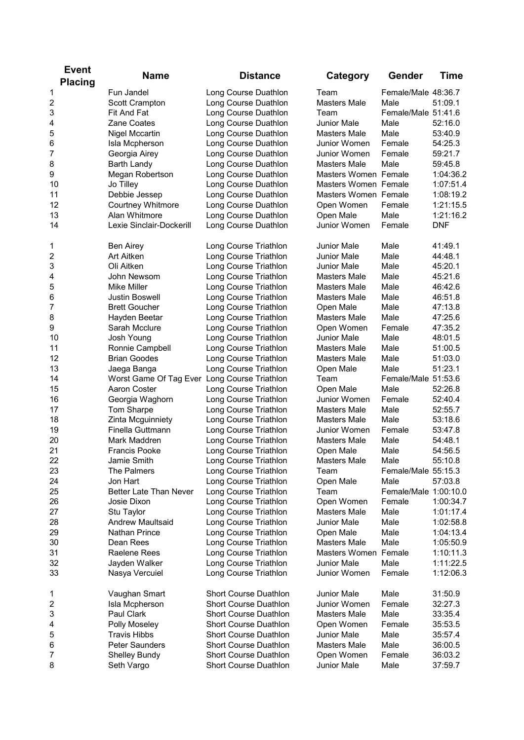| Event Placing | Name | Distance | Category | Gender | Time |
|---|---|---|---|---|---|
| 1 | Fun Jandel | Long Course Duathlon | Team | Female/Male | 48:36.7 |
| 2 | Scott Crampton | Long Course Duathlon | Masters Male | Male | 51:09.1 |
| 3 | Fit And Fat | Long Course Duathlon | Team | Female/Male | 51:41.6 |
| 4 | Zane Coates | Long Course Duathlon | Junior Male | Male | 52:16.0 |
| 5 | Nigel Mccartin | Long Course Duathlon | Masters Male | Male | 53:40.9 |
| 6 | Isla Mcpherson | Long Course Duathlon | Junior Women | Female | 54:25.3 |
| 7 | Georgia Airey | Long Course Duathlon | Junior Women | Female | 59:21.7 |
| 8 | Barth Landy | Long Course Duathlon | Masters Male | Male | 59:45.8 |
| 9 | Megan Robertson | Long Course Duathlon | Masters Women | Female | 1:04:36.2 |
| 10 | Jo Tilley | Long Course Duathlon | Masters Women | Female | 1:07:51.4 |
| 11 | Debbie Jessep | Long Course Duathlon | Masters Women | Female | 1:08:19.2 |
| 12 | Courtney Whitmore | Long Course Duathlon | Open Women | Female | 1:21:15.5 |
| 13 | Alan Whitmore | Long Course Duathlon | Open Male | Male | 1:21:16.2 |
| 14 | Lexie Sinclair-Dockerill | Long Course Duathlon | Junior Women | Female | DNF |
| 1 | Ben Airey | Long Course Triathlon | Junior Male | Male | 41:49.1 |
| 2 | Art Aitken | Long Course Triathlon | Junior Male | Male | 44:48.1 |
| 3 | Oli Aitken | Long Course Triathlon | Junior Male | Male | 45:20.1 |
| 4 | John Newsom | Long Course Triathlon | Masters Male | Male | 45:21.6 |
| 5 | Mike Miller | Long Course Triathlon | Masters Male | Male | 46:42.6 |
| 6 | Justin Boswell | Long Course Triathlon | Masters Male | Male | 46:51.8 |
| 7 | Brett Goucher | Long Course Triathlon | Open Male | Male | 47:13.8 |
| 8 | Hayden Beetar | Long Course Triathlon | Masters Male | Male | 47:25.6 |
| 9 | Sarah Mcclure | Long Course Triathlon | Open Women | Female | 47:35.2 |
| 10 | Josh Young | Long Course Triathlon | Junior Male | Male | 48:01.5 |
| 11 | Ronnie Campbell | Long Course Triathlon | Masters Male | Male | 51:00.5 |
| 12 | Brian Goodes | Long Course Triathlon | Masters Male | Male | 51:03.0 |
| 13 | Jaega Banga | Long Course Triathlon | Open Male | Male | 51:23.1 |
| 14 | Worst Game Of Tag Ever | Long Course Triathlon | Team | Female/Male | 51:53.6 |
| 15 | Aaron Coster | Long Course Triathlon | Open Male | Male | 52:26.8 |
| 16 | Georgia Waghorn | Long Course Triathlon | Junior Women | Female | 52:40.4 |
| 17 | Tom Sharpe | Long Course Triathlon | Masters Male | Male | 52:55.7 |
| 18 | Zinta Mcguinniety | Long Course Triathlon | Masters Male | Male | 53:18.6 |
| 19 | Finella Guttmann | Long Course Triathlon | Junior Women | Female | 53:47.8 |
| 20 | Mark Maddren | Long Course Triathlon | Masters Male | Male | 54:48.1 |
| 21 | Francis Pooke | Long Course Triathlon | Open Male | Male | 54:56.5 |
| 22 | Jamie Smith | Long Course Triathlon | Masters Male | Male | 55:10.8 |
| 23 | The Palmers | Long Course Triathlon | Team | Female/Male | 55:15.3 |
| 24 | Jon Hart | Long Course Triathlon | Open Male | Male | 57:03.8 |
| 25 | Better Late Than Never | Long Course Triathlon | Team | Female/Male | 1:00:10.0 |
| 26 | Josie Dixon | Long Course Triathlon | Open Women | Female | 1:00:34.7 |
| 27 | Stu Taylor | Long Course Triathlon | Masters Male | Male | 1:01:17.4 |
| 28 | Andrew Maultsaid | Long Course Triathlon | Junior Male | Male | 1:02:58.8 |
| 29 | Nathan Prince | Long Course Triathlon | Open Male | Male | 1:04:13.4 |
| 30 | Dean Rees | Long Course Triathlon | Masters Male | Male | 1:05:50.9 |
| 31 | Raelene Rees | Long Course Triathlon | Masters Women | Female | 1:10:11.3 |
| 32 | Jayden Walker | Long Course Triathlon | Junior Male | Male | 1:11:22.5 |
| 33 | Nasya Vercuiel | Long Course Triathlon | Junior Women | Female | 1:12:06.3 |
| 1 | Vaughan Smart | Short Course Duathlon | Junior Male | Male | 31:50.9 |
| 2 | Isla Mcpherson | Short Course Duathlon | Junior Women | Female | 32:27.3 |
| 3 | Paul Clark | Short Course Duathlon | Masters Male | Male | 33:35.4 |
| 4 | Polly Moseley | Short Course Duathlon | Open Women | Female | 35:53.5 |
| 5 | Travis Hibbs | Short Course Duathlon | Junior Male | Male | 35:57.4 |
| 6 | Peter Saunders | Short Course Duathlon | Masters Male | Male | 36:00.5 |
| 7 | Shelley Bundy | Short Course Duathlon | Open Women | Female | 36:03.2 |
| 8 | Seth Vargo | Short Course Duathlon | Junior Male | Male | 37:59.7 |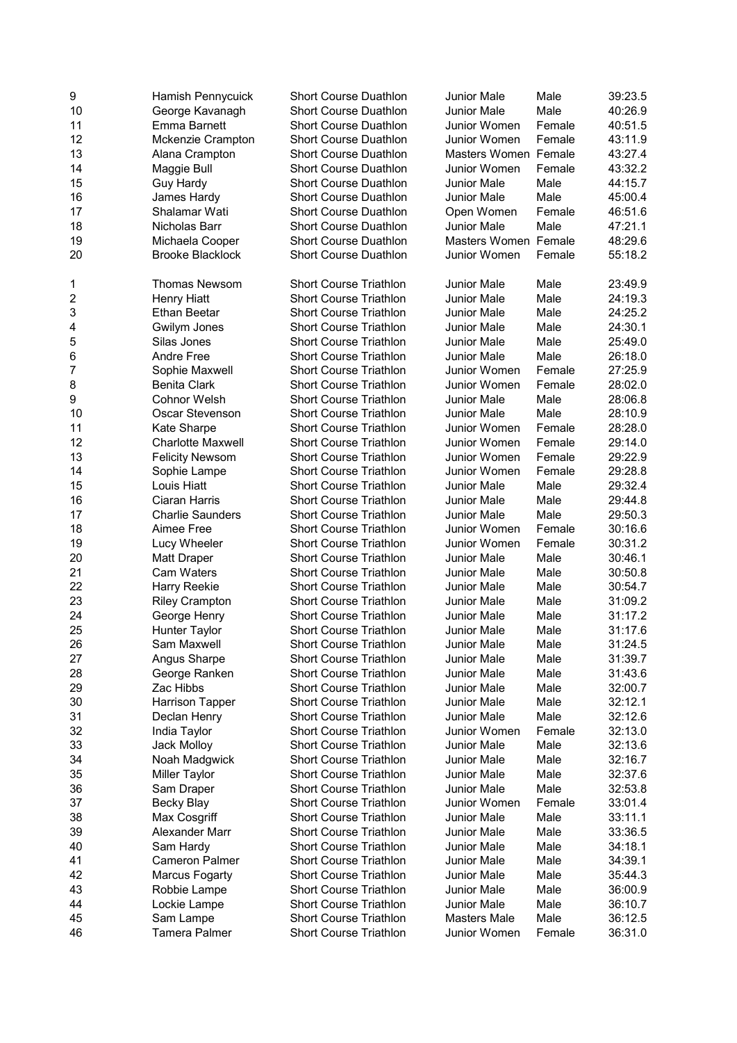| 9 | Hamish Pennycuick | Short Course Duathlon | Junior Male | Male | 39:23.5 |
|---|---|---|---|---|---|
| 10 | George Kavanagh | Short Course Duathlon | Junior Male | Male | 40:26.9 |
| 11 | Emma Barnett | Short Course Duathlon | Junior Women | Female | 40:51.5 |
| 12 | Mckenzie Crampton | Short Course Duathlon | Junior Women | Female | 43:11.9 |
| 13 | Alana Crampton | Short Course Duathlon | Masters Women | Female | 43:27.4 |
| 14 | Maggie Bull | Short Course Duathlon | Junior Women | Female | 43:32.2 |
| 15 | Guy Hardy | Short Course Duathlon | Junior Male | Male | 44:15.7 |
| 16 | James Hardy | Short Course Duathlon | Junior Male | Male | 45:00.4 |
| 17 | Shalamar Wati | Short Course Duathlon | Open Women | Female | 46:51.6 |
| 18 | Nicholas Barr | Short Course Duathlon | Junior Male | Male | 47:21.1 |
| 19 | Michaela Cooper | Short Course Duathlon | Masters Women | Female | 48:29.6 |
| 20 | Brooke Blacklock | Short Course Duathlon | Junior Women | Female | 55:18.2 |

| 1 | Thomas Newsom | Short Course Triathlon | Junior Male | Male | 23:49.9 |
|---|---|---|---|---|---|
| 2 | Henry Hiatt | Short Course Triathlon | Junior Male | Male | 24:19.3 |
| 3 | Ethan Beetar | Short Course Triathlon | Junior Male | Male | 24:25.2 |
| 4 | Gwilym Jones | Short Course Triathlon | Junior Male | Male | 24:30.1 |
| 5 | Silas Jones | Short Course Triathlon | Junior Male | Male | 25:49.0 |
| 6 | Andre Free | Short Course Triathlon | Junior Male | Male | 26:18.0 |
| 7 | Sophie Maxwell | Short Course Triathlon | Junior Women | Female | 27:25.9 |
| 8 | Benita Clark | Short Course Triathlon | Junior Women | Female | 28:02.0 |
| 9 | Cohnor Welsh | Short Course Triathlon | Junior Male | Male | 28:06.8 |
| 10 | Oscar Stevenson | Short Course Triathlon | Junior Male | Male | 28:10.9 |
| 11 | Kate Sharpe | Short Course Triathlon | Junior Women | Female | 28:28.0 |
| 12 | Charlotte Maxwell | Short Course Triathlon | Junior Women | Female | 29:14.0 |
| 13 | Felicity Newsom | Short Course Triathlon | Junior Women | Female | 29:22.9 |
| 14 | Sophie Lampe | Short Course Triathlon | Junior Women | Female | 29:28.8 |
| 15 | Louis Hiatt | Short Course Triathlon | Junior Male | Male | 29:32.4 |
| 16 | Ciaran Harris | Short Course Triathlon | Junior Male | Male | 29:44.8 |
| 17 | Charlie Saunders | Short Course Triathlon | Junior Male | Male | 29:50.3 |
| 18 | Aimee Free | Short Course Triathlon | Junior Women | Female | 30:16.6 |
| 19 | Lucy Wheeler | Short Course Triathlon | Junior Women | Female | 30:31.2 |
| 20 | Matt Draper | Short Course Triathlon | Junior Male | Male | 30:46.1 |
| 21 | Cam Waters | Short Course Triathlon | Junior Male | Male | 30:50.8 |
| 22 | Harry Reekie | Short Course Triathlon | Junior Male | Male | 30:54.7 |
| 23 | Riley Crampton | Short Course Triathlon | Junior Male | Male | 31:09.2 |
| 24 | George Henry | Short Course Triathlon | Junior Male | Male | 31:17.2 |
| 25 | Hunter Taylor | Short Course Triathlon | Junior Male | Male | 31:17.6 |
| 26 | Sam Maxwell | Short Course Triathlon | Junior Male | Male | 31:24.5 |
| 27 | Angus Sharpe | Short Course Triathlon | Junior Male | Male | 31:39.7 |
| 28 | George Ranken | Short Course Triathlon | Junior Male | Male | 31:43.6 |
| 29 | Zac Hibbs | Short Course Triathlon | Junior Male | Male | 32:00.7 |
| 30 | Harrison Tapper | Short Course Triathlon | Junior Male | Male | 32:12.1 |
| 31 | Declan Henry | Short Course Triathlon | Junior Male | Male | 32:12.6 |
| 32 | India Taylor | Short Course Triathlon | Junior Women | Female | 32:13.0 |
| 33 | Jack Molloy | Short Course Triathlon | Junior Male | Male | 32:13.6 |
| 34 | Noah Madgwick | Short Course Triathlon | Junior Male | Male | 32:16.7 |
| 35 | Miller Taylor | Short Course Triathlon | Junior Male | Male | 32:37.6 |
| 36 | Sam Draper | Short Course Triathlon | Junior Male | Male | 32:53.8 |
| 37 | Becky Blay | Short Course Triathlon | Junior Women | Female | 33:01.4 |
| 38 | Max Cosgriff | Short Course Triathlon | Junior Male | Male | 33:11.1 |
| 39 | Alexander Marr | Short Course Triathlon | Junior Male | Male | 33:36.5 |
| 40 | Sam Hardy | Short Course Triathlon | Junior Male | Male | 34:18.1 |
| 41 | Cameron Palmer | Short Course Triathlon | Junior Male | Male | 34:39.1 |
| 42 | Marcus Fogarty | Short Course Triathlon | Junior Male | Male | 35:44.3 |
| 43 | Robbie Lampe | Short Course Triathlon | Junior Male | Male | 36:00.9 |
| 44 | Lockie Lampe | Short Course Triathlon | Junior Male | Male | 36:10.7 |
| 45 | Sam Lampe | Short Course Triathlon | Masters Male | Male | 36:12.5 |
| 46 | Tamera Palmer | Short Course Triathlon | Junior Women | Female | 36:31.0 |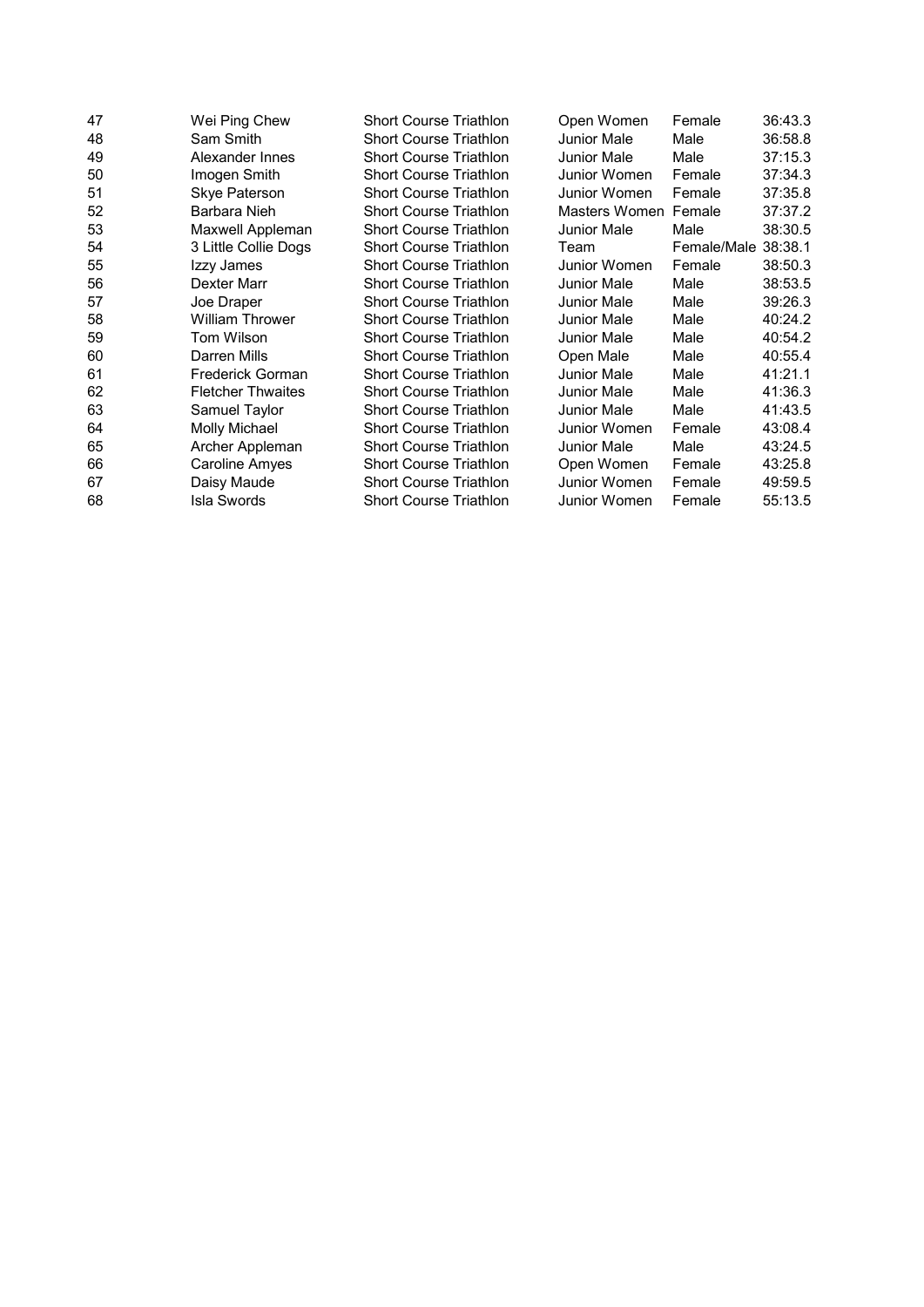| | | | | | |
|---|---|---|---|---|---|
| 47 | Wei Ping Chew | Short Course Triathlon | Open Women | Female | 36:43.3 |
| 48 | Sam Smith | Short Course Triathlon | Junior Male | Male | 36:58.8 |
| 49 | Alexander Innes | Short Course Triathlon | Junior Male | Male | 37:15.3 |
| 50 | Imogen Smith | Short Course Triathlon | Junior Women | Female | 37:34.3 |
| 51 | Skye Paterson | Short Course Triathlon | Junior Women | Female | 37:35.8 |
| 52 | Barbara Nieh | Short Course Triathlon | Masters Women | Female | 37:37.2 |
| 53 | Maxwell Appleman | Short Course Triathlon | Junior Male | Male | 38:30.5 |
| 54 | 3 Little Collie Dogs | Short Course Triathlon | Team | Female/Male | 38:38.1 |
| 55 | Izzy James | Short Course Triathlon | Junior Women | Female | 38:50.3 |
| 56 | Dexter Marr | Short Course Triathlon | Junior Male | Male | 38:53.5 |
| 57 | Joe Draper | Short Course Triathlon | Junior Male | Male | 39:26.3 |
| 58 | William Thrower | Short Course Triathlon | Junior Male | Male | 40:24.2 |
| 59 | Tom Wilson | Short Course Triathlon | Junior Male | Male | 40:54.2 |
| 60 | Darren Mills | Short Course Triathlon | Open Male | Male | 40:55.4 |
| 61 | Frederick Gorman | Short Course Triathlon | Junior Male | Male | 41:21.1 |
| 62 | Fletcher Thwaites | Short Course Triathlon | Junior Male | Male | 41:36.3 |
| 63 | Samuel Taylor | Short Course Triathlon | Junior Male | Male | 41:43.5 |
| 64 | Molly Michael | Short Course Triathlon | Junior Women | Female | 43:08.4 |
| 65 | Archer Appleman | Short Course Triathlon | Junior Male | Male | 43:24.5 |
| 66 | Caroline Amyes | Short Course Triathlon | Open Women | Female | 43:25.8 |
| 67 | Daisy Maude | Short Course Triathlon | Junior Women | Female | 49:59.5 |
| 68 | Isla Swords | Short Course Triathlon | Junior Women | Female | 55:13.5 |